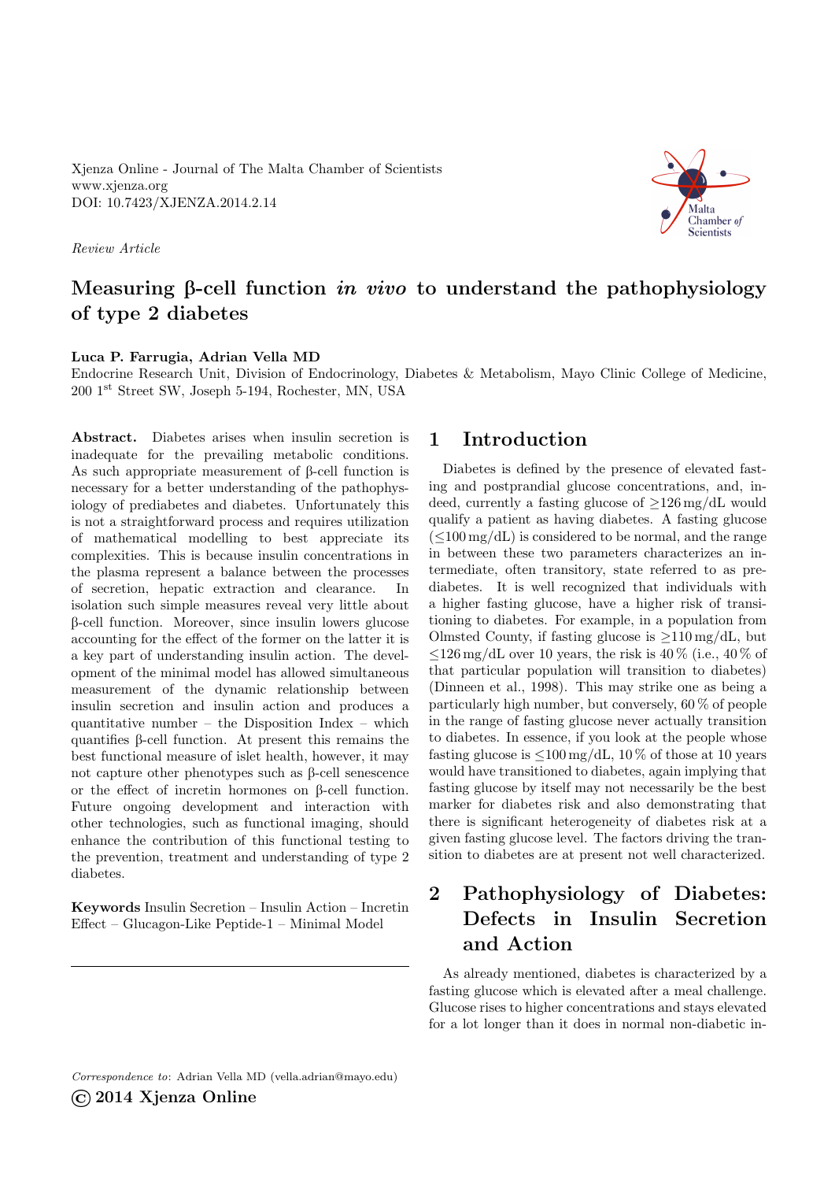Xjenza Online - Journal of The Malta Chamber of Scientists
www.xjenza.org
DOI: 10.7423/XJENZA.2014.2.14

*Review Article*

# Measuring β-cell function *in vivo* to understand the pathophysiology of type 2 diabetes

**Luca P. Farrugia, Adrian Vella MD**

Endocrine Research Unit, Division of Endocrinology, Diabetes & Metabolism, Mayo Clinic College of Medicine, 200 1st Street SW, Joseph 5-194, Rochester, MN, USA

**Abstract.** Diabetes arises when insulin secretion is inadequate for the prevailing metabolic conditions. As such appropriate measurement of β-cell function is necessary for a better understanding of the pathophysiology of prediabetes and diabetes. Unfortunately this is not a straightforward process and requires utilization of mathematical modelling to best appreciate its complexities. This is because insulin concentrations in the plasma represent a balance between the processes of secretion, hepatic extraction and clearance. In isolation such simple measures reveal very little about β-cell function. Moreover, since insulin lowers glucose accounting for the effect of the former on the latter it is a key part of understanding insulin action. The development of the minimal model has allowed simultaneous measurement of the dynamic relationship between insulin secretion and insulin action and produces a quantitative number – the Disposition Index – which quantifies β-cell function. At present this remains the best functional measure of islet health, however, it may not capture other phenotypes such as β-cell senescence or the effect of incretin hormones on β-cell function. Future ongoing development and interaction with other technologies, such as functional imaging, should enhance the contribution of this functional testing to the prevention, treatment and understanding of type 2 diabetes.

**Keywords** Insulin Secretion – Insulin Action – Incretin Effect – Glucagon-Like Peptide-1 – Minimal Model

## 1 Introduction

Diabetes is defined by the presence of elevated fasting and postprandial glucose concentrations, and, indeed, currently a fasting glucose of ≥126 mg/dL would qualify a patient as having diabetes. A fasting glucose (≤100 mg/dL) is considered to be normal, and the range in between these two parameters characterizes an intermediate, often transitory, state referred to as prediabetes. It is well recognized that individuals with a higher fasting glucose, have a higher risk of transitioning to diabetes. For example, in a population from Olmsted County, if fasting glucose is ≥110 mg/dL, but ≤126 mg/dL over 10 years, the risk is 40 % (i.e., 40 % of that particular population will transition to diabetes) (Dinneen et al., 1998). This may strike one as being a particularly high number, but conversely, 60 % of people in the range of fasting glucose never actually transition to diabetes. In essence, if you look at the people whose fasting glucose is ≤100 mg/dL, 10 % of those at 10 years would have transitioned to diabetes, again implying that fasting glucose by itself may not necessarily be the best marker for diabetes risk and also demonstrating that there is significant heterogeneity of diabetes risk at a given fasting glucose level. The factors driving the transition to diabetes are at present not well characterized.

## 2 Pathophysiology of Diabetes: Defects in Insulin Secretion and Action

As already mentioned, diabetes is characterized by a fasting glucose which is elevated after a meal challenge. Glucose rises to higher concentrations and stays elevated for a lot longer than it does in normal non-diabetic in-

*Correspondence to*: Adrian Vella MD (vella.adrian@mayo.edu)

© 2014 Xjenza Online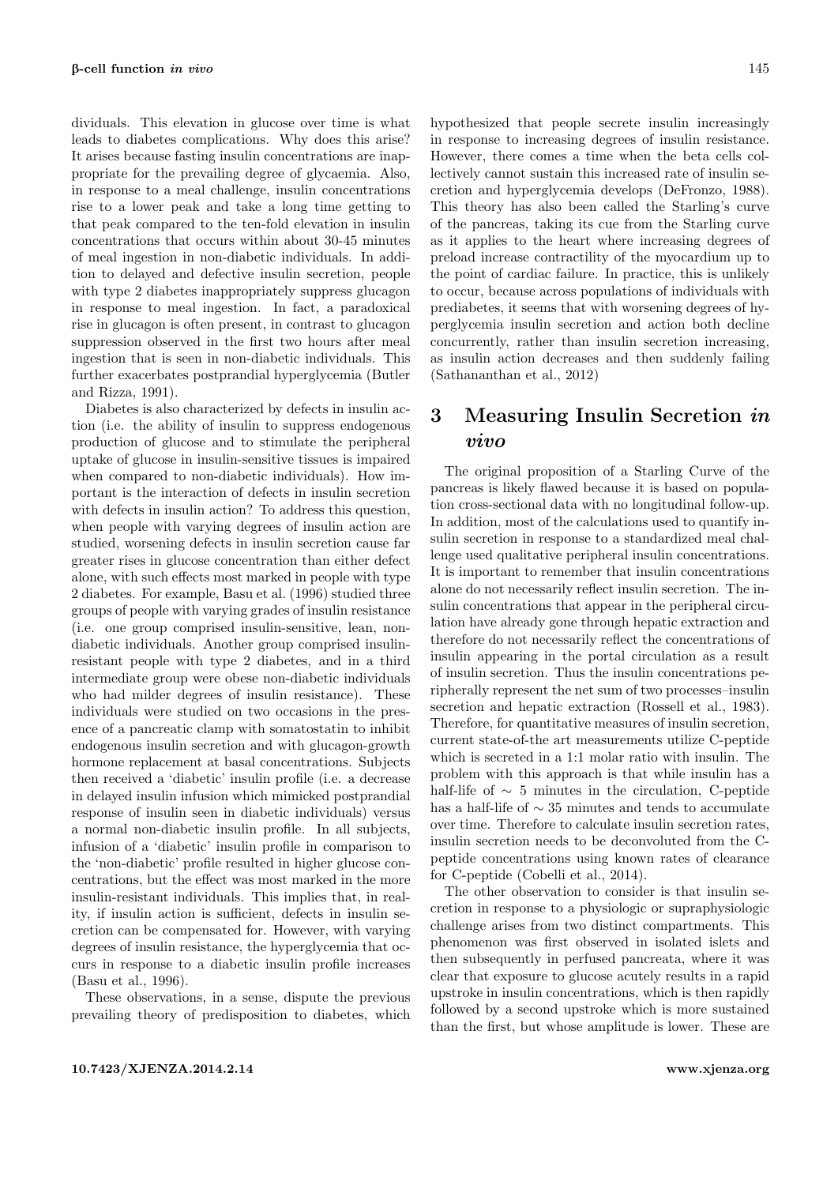dividuals. This elevation in glucose over time is what leads to diabetes complications. Why does this arise? It arises because fasting insulin concentrations are inappropriate for the prevailing degree of glycaemia. Also, in response to a meal challenge, insulin concentrations rise to a lower peak and take a long time getting to that peak compared to the ten-fold elevation in insulin concentrations that occurs within about 30-45 minutes of meal ingestion in non-diabetic individuals. In addition to delayed and defective insulin secretion, people with type 2 diabetes inappropriately suppress glucagon in response to meal ingestion. In fact, a paradoxical rise in glucagon is often present, in contrast to glucagon suppression observed in the first two hours after meal ingestion that is seen in non-diabetic individuals. This further exacerbates postprandial hyperglycemia (Butler and Rizza, 1991).

Diabetes is also characterized by defects in insulin action (i.e. the ability of insulin to suppress endogenous production of glucose and to stimulate the peripheral uptake of glucose in insulin-sensitive tissues is impaired when compared to non-diabetic individuals). How important is the interaction of defects in insulin secretion with defects in insulin action? To address this question, when people with varying degrees of insulin action are studied, worsening defects in insulin secretion cause far greater rises in glucose concentration than either defect alone, with such effects most marked in people with type 2 diabetes. For example, Basu et al. (1996) studied three groups of people with varying grades of insulin resistance (i.e. one group comprised insulin-sensitive, lean, non-diabetic individuals. Another group comprised insulin-resistant people with type 2 diabetes, and in a third intermediate group were obese non-diabetic individuals who had milder degrees of insulin resistance). These individuals were studied on two occasions in the presence of a pancreatic clamp with somatostatin to inhibit endogenous insulin secretion and with glucagon-growth hormone replacement at basal concentrations. Subjects then received a 'diabetic' insulin profile (i.e. a decrease in delayed insulin infusion which mimicked postprandial response of insulin seen in diabetic individuals) versus a normal non-diabetic insulin profile. In all subjects, infusion of a 'diabetic' insulin profile in comparison to the 'non-diabetic' profile resulted in higher glucose concentrations, but the effect was most marked in the more insulin-resistant individuals. This implies that, in reality, if insulin action is sufficient, defects in insulin secretion can be compensated for. However, with varying degrees of insulin resistance, the hyperglycemia that occurs in response to a diabetic insulin profile increases (Basu et al., 1996).

These observations, in a sense, dispute the previous prevailing theory of predisposition to diabetes, which hypothesized that people secrete insulin increasingly in response to increasing degrees of insulin resistance. However, there comes a time when the beta cells collectively cannot sustain this increased rate of insulin secretion and hyperglycemia develops (DeFronzo, 1988). This theory has also been called the Starling's curve of the pancreas, taking its cue from the Starling curve as it applies to the heart where increasing degrees of preload increase contractility of the myocardium up to the point of cardiac failure. In practice, this is unlikely to occur, because across populations of individuals with prediabetes, it seems that with worsening degrees of hyperglycemia insulin secretion and action both decline concurrently, rather than insulin secretion increasing, as insulin action decreases and then suddenly failing (Sathananthan et al., 2012)

## 3 Measuring Insulin Secretion *in vivo*

The original proposition of a Starling Curve of the pancreas is likely flawed because it is based on population cross-sectional data with no longitudinal follow-up. In addition, most of the calculations used to quantify insulin secretion in response to a standardized meal challenge used qualitative peripheral insulin concentrations. It is important to remember that insulin concentrations alone do not necessarily reflect insulin secretion. The insulin concentrations that appear in the peripheral circulation have already gone through hepatic extraction and therefore do not necessarily reflect the concentrations of insulin appearing in the portal circulation as a result of insulin secretion. Thus the insulin concentrations peripherally represent the net sum of two processes–insulin secretion and hepatic extraction (Rossell et al., 1983). Therefore, for quantitative measures of insulin secretion, current state-of-the art measurements utilize C-peptide which is secreted in a 1:1 molar ratio with insulin. The problem with this approach is that while insulin has a half-life of $\sim$ 5 minutes in the circulation, C-peptide has a half-life of $\sim$ 35 minutes and tends to accumulate over time. Therefore to calculate insulin secretion rates, insulin secretion needs to be deconvoluted from the C-peptide concentrations using known rates of clearance for C-peptide (Cobelli et al., 2014).

The other observation to consider is that insulin secretion in response to a physiologic or supraphysiologic challenge arises from two distinct compartments. This phenomenon was first observed in isolated islets and then subsequently in perfused pancreata, where it was clear that exposure to glucose acutely results in a rapid upstroke in insulin concentrations, which is then rapidly followed by a second upstroke which is more sustained than the first, but whose amplitude is lower. These are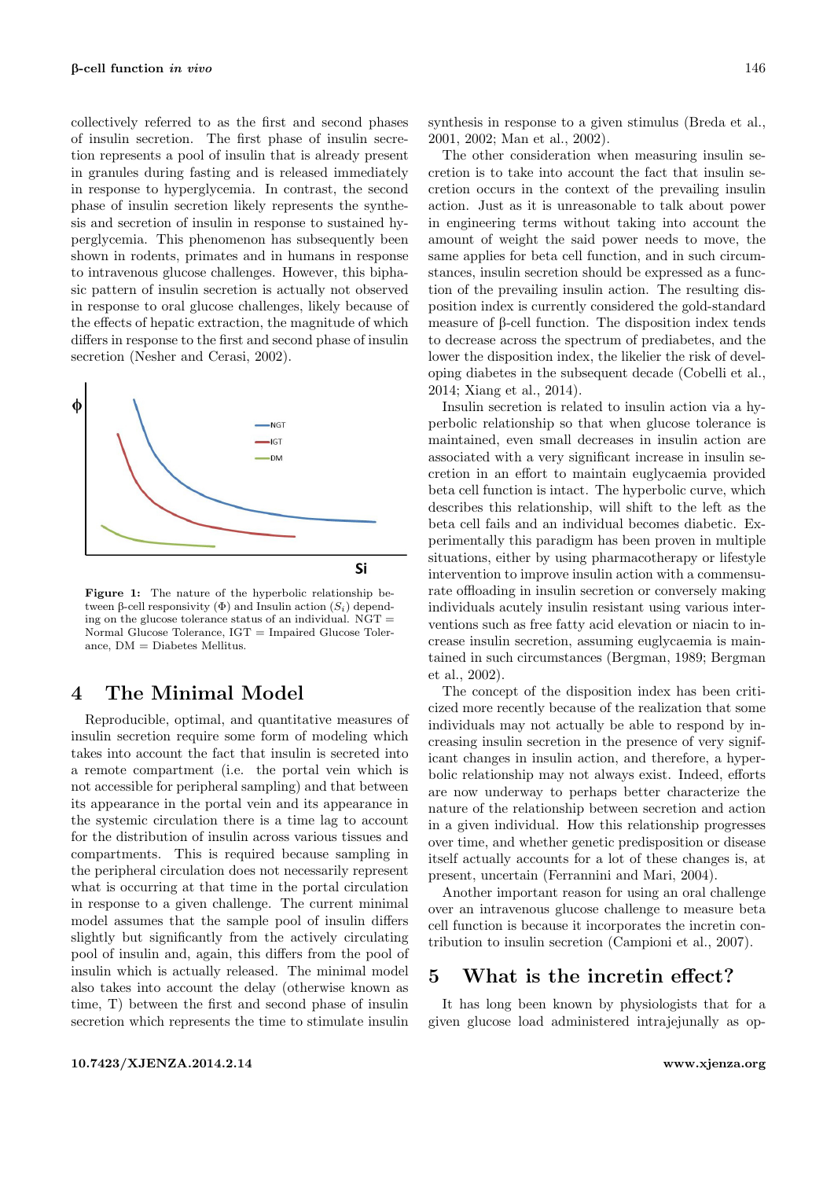collectively referred to as the first and second phases of insulin secretion. The first phase of insulin secretion represents a pool of insulin that is already present in granules during fasting and is released immediately in response to hyperglycemia. In contrast, the second phase of insulin secretion likely represents the synthesis and secretion of insulin in response to sustained hyperglycemia. This phenomenon has subsequently been shown in rodents, primates and in humans in response to intravenous glucose challenges. However, this biphasic pattern of insulin secretion is actually not observed in response to oral glucose challenges, likely because of the effects of hepatic extraction, the magnitude of which differs in response to the first and second phase of insulin secretion (Nesher and Cerasi, 2002).

**Figure 1:** The nature of the hyperbolic relationship between β-cell responsivity (Φ) and Insulin action ($S_i$) depending on the glucose tolerance status of an individual. NGT = Normal Glucose Tolerance, IGT = Impaired Glucose Tolerance, DM = Diabetes Mellitus.

## 4 The Minimal Model

Reproducible, optimal, and quantitative measures of insulin secretion require some form of modeling which takes into account the fact that insulin is secreted into a remote compartment (i.e. the portal vein which is not accessible for peripheral sampling) and that between its appearance in the portal vein and its appearance in the systemic circulation there is a time lag to account for the distribution of insulin across various tissues and compartments. This is required because sampling in the peripheral circulation does not necessarily represent what is occurring at that time in the portal circulation in response to a given challenge. The current minimal model assumes that the sample pool of insulin differs slightly but significantly from the actively circulating pool of insulin and, again, this differs from the pool of insulin which is actually released. The minimal model also takes into account the delay (otherwise known as time, T) between the first and second phase of insulin secretion which represents the time to stimulate insulin synthesis in response to a given stimulus (Breda et al., 2001, 2002; Man et al., 2002).

The other consideration when measuring insulin secretion is to take into account the fact that insulin secretion occurs in the context of the prevailing insulin action. Just as it is unreasonable to talk about power in engineering terms without taking into account the amount of weight the said power needs to move, the same applies for beta cell function, and in such circumstances, insulin secretion should be expressed as a function of the prevailing insulin action. The resulting disposition index is currently considered the gold-standard measure of β-cell function. The disposition index tends to decrease across the spectrum of prediabetes, and the lower the disposition index, the likelier the risk of developing diabetes in the subsequent decade (Cobelli et al., 2014; Xiang et al., 2014).

Insulin secretion is related to insulin action via a hyperbolic relationship so that when glucose tolerance is maintained, even small decreases in insulin action are associated with a very significant increase in insulin secretion in an effort to maintain euglycaemia provided beta cell function is intact. The hyperbolic curve, which describes this relationship, will shift to the left as the beta cell fails and an individual becomes diabetic. Experimentally this paradigm has been proven in multiple situations, either by using pharmacotherapy or lifestyle intervention to improve insulin action with a commensurate offloading in insulin secretion or conversely making individuals acutely insulin resistant using various interventions such as free fatty acid elevation or niacin to increase insulin secretion, assuming euglycaemia is maintained in such circumstances (Bergman, 1989; Bergman et al., 2002).

The concept of the disposition index has been criticized more recently because of the realization that some individuals may not actually be able to respond by increasing insulin secretion in the presence of very significant changes in insulin action, and therefore, a hyperbolic relationship may not always exist. Indeed, efforts are now underway to perhaps better characterize the nature of the relationship between secretion and action in a given individual. How this relationship progresses over time, and whether genetic predisposition or disease itself actually accounts for a lot of these changes is, at present, uncertain (Ferrannini and Mari, 2004).

Another important reason for using an oral challenge over an intravenous glucose challenge to measure beta cell function is because it incorporates the incretin contribution to insulin secretion (Campioni et al., 2007).

## 5 What is the incretin effect?

It has long been known by physiologists that for a given glucose load administered intrajejunally as op-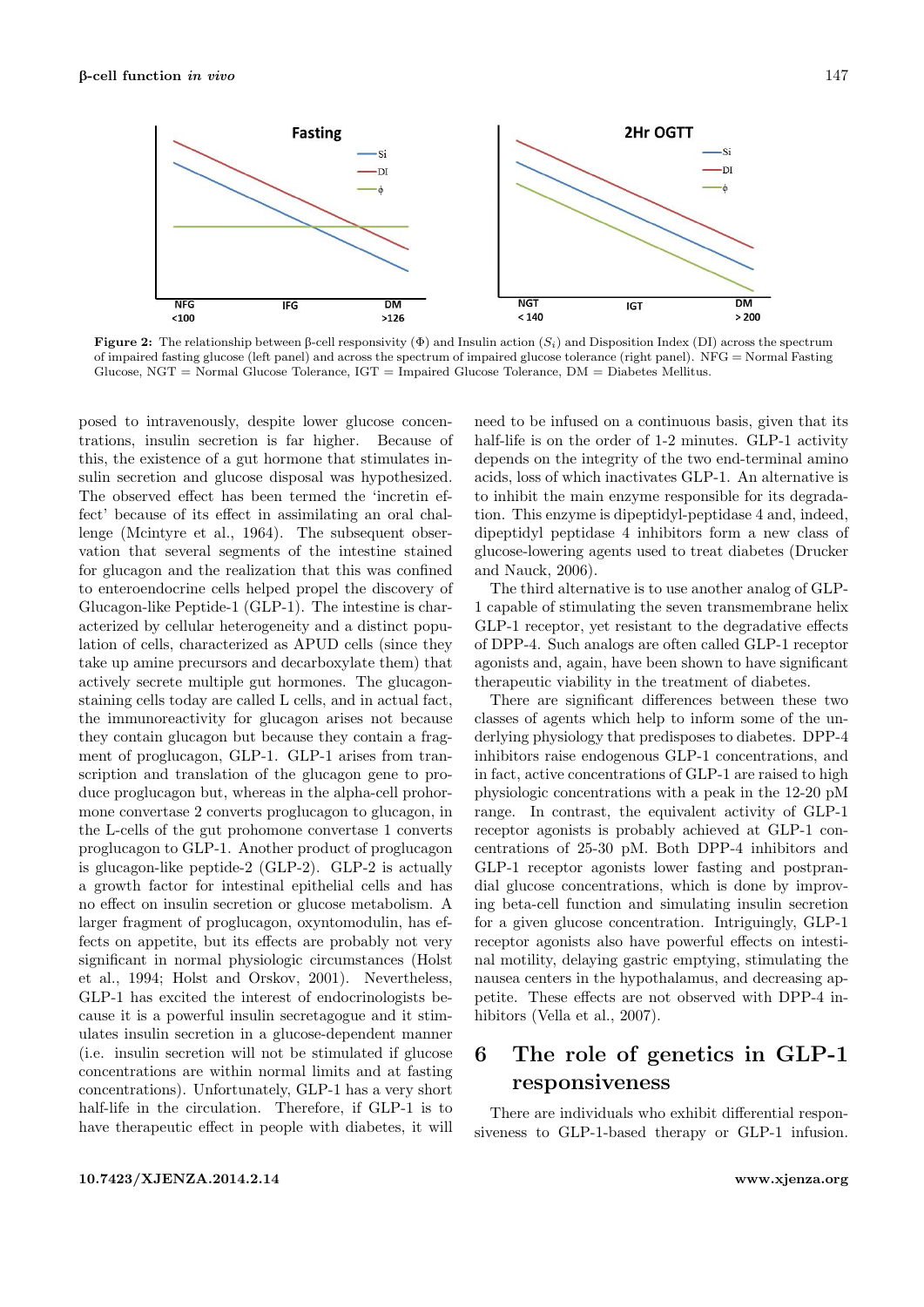**Figure 2:** The relationship between β-cell responsivity (Φ) and Insulin action ($S_i$) and Disposition Index (DI) across the spectrum of impaired fasting glucose (left panel) and across the spectrum of impaired glucose tolerance (right panel). NFG = Normal Fasting Glucose, NGT = Normal Glucose Tolerance, IGT = Impaired Glucose Tolerance, DM = Diabetes Mellitus.

posed to intravenously, despite lower glucose concentrations, insulin secretion is far higher. Because of this, the existence of a gut hormone that stimulates insulin secretion and glucose disposal was hypothesized. The observed effect has been termed the 'incretin effect' because of its effect in assimilating an oral challenge (Mcintyre et al., 1964). The subsequent observation that several segments of the intestine stained for glucagon and the realization that this was confined to enteroendocrine cells helped propel the discovery of Glucagon-like Peptide-1 (GLP-1). The intestine is characterized by cellular heterogeneity and a distinct population of cells, characterized as APUD cells (since they take up amine precursors and decarboxylate them) that actively secrete multiple gut hormones. The glucagon-staining cells today are called L cells, and in actual fact, the immunoreactivity for glucagon arises not because they contain glucagon but because they contain a fragment of proglucagon, GLP-1. GLP-1 arises from transcription and translation of the glucagon gene to produce proglucagon but, whereas in the alpha-cell prohormone convertase 2 converts proglucagon to glucagon, in the L-cells of the gut prohomone convertase 1 converts proglucagon to GLP-1. Another product of proglucagon is glucagon-like peptide-2 (GLP-2). GLP-2 is actually a growth factor for intestinal epithelial cells and has no effect on insulin secretion or glucose metabolism. A larger fragment of proglucagon, oxyntomodulin, has effects on appetite, but its effects are probably not very significant in normal physiologic circumstances (Holst et al., 1994; Holst and Orskov, 2001). Nevertheless, GLP-1 has excited the interest of endocrinologists because it is a powerful insulin secretagogue and it stimulates insulin secretion in a glucose-dependent manner (i.e. insulin secretion will not be stimulated if glucose concentrations are within normal limits and at fasting concentrations). Unfortunately, GLP-1 has a very short half-life in the circulation. Therefore, if GLP-1 is to have therapeutic effect in people with diabetes, it will need to be infused on a continuous basis, given that its half-life is on the order of 1-2 minutes. GLP-1 activity depends on the integrity of the two end-terminal amino acids, loss of which inactivates GLP-1. An alternative is to inhibit the main enzyme responsible for its degradation. This enzyme is dipeptidyl-peptidase 4 and, indeed, dipeptidyl peptidase 4 inhibitors form a new class of glucose-lowering agents used to treat diabetes (Drucker and Nauck, 2006).

The third alternative is to use another analog of GLP-1 capable of stimulating the seven transmembrane helix GLP-1 receptor, yet resistant to the degradative effects of DPP-4. Such analogs are often called GLP-1 receptor agonists and, again, have been shown to have significant therapeutic viability in the treatment of diabetes.

There are significant differences between these two classes of agents which help to inform some of the underlying physiology that predisposes to diabetes. DPP-4 inhibitors raise endogenous GLP-1 concentrations, and in fact, active concentrations of GLP-1 are raised to high physiologic concentrations with a peak in the 12-20 pM range. In contrast, the equivalent activity of GLP-1 receptor agonists is probably achieved at GLP-1 concentrations of 25-30 pM. Both DPP-4 inhibitors and GLP-1 receptor agonists lower fasting and postprandial glucose concentrations, which is done by improving beta-cell function and simulating insulin secretion for a given glucose concentration. Intriguingly, GLP-1 receptor agonists also have powerful effects on intestinal motility, delaying gastric emptying, stimulating the nausea centers in the hypothalamus, and decreasing appetite. These effects are not observed with DPP-4 inhibitors (Vella et al., 2007).

# 6 The role of genetics in GLP-1 responsiveness

There are individuals who exhibit differential responsiveness to GLP-1-based therapy or GLP-1 infusion.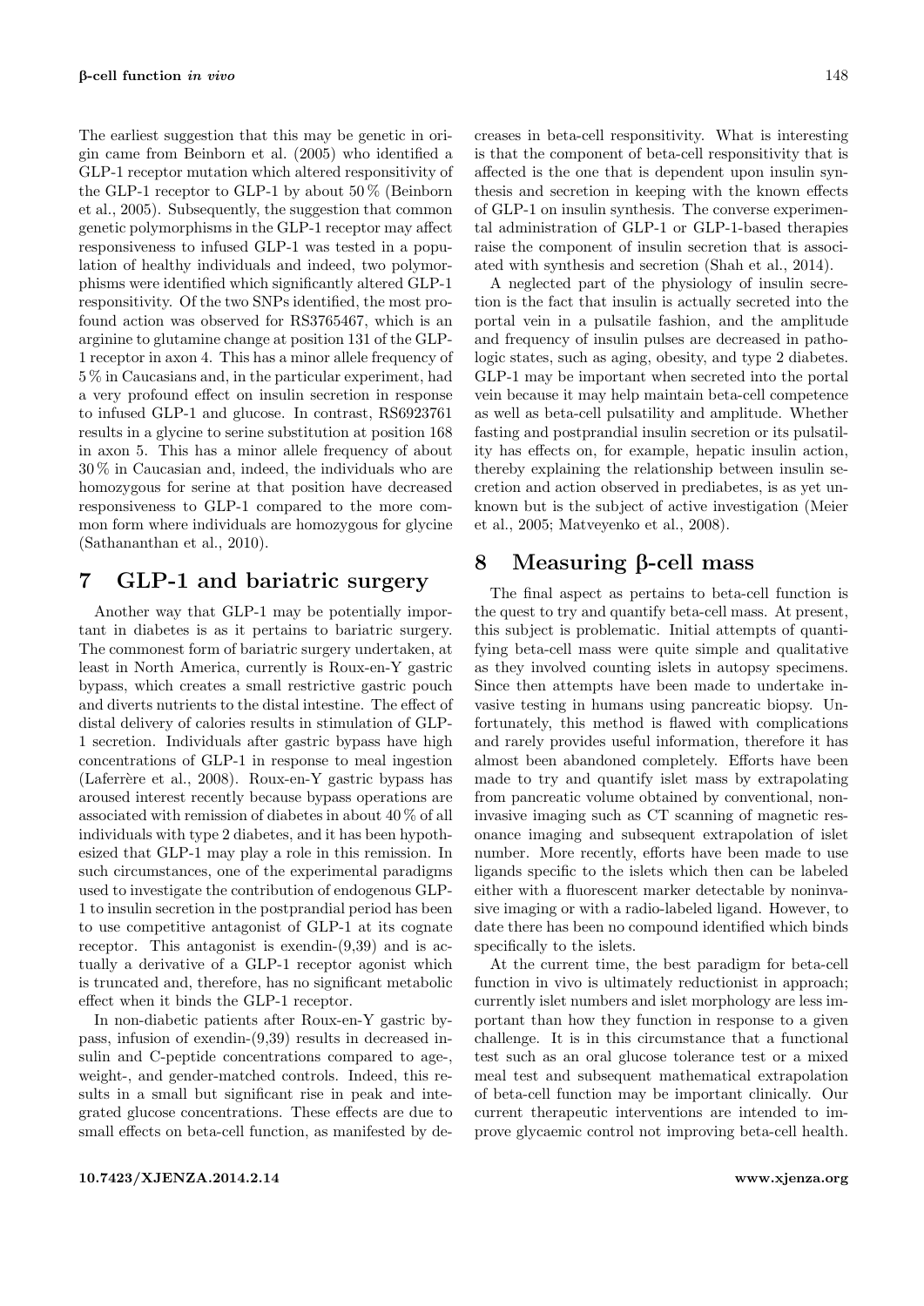The earliest suggestion that this may be genetic in origin came from Beinborn et al. (2005) who identified a GLP-1 receptor mutation which altered responsitivity of the GLP-1 receptor to GLP-1 by about 50 % (Beinborn et al., 2005). Subsequently, the suggestion that common genetic polymorphisms in the GLP-1 receptor may affect responsiveness to infused GLP-1 was tested in a population of healthy individuals and indeed, two polymorphisms were identified which significantly altered GLP-1 responsitivity. Of the two SNPs identified, the most profound action was observed for RS3765467, which is an arginine to glutamine change at position 131 of the GLP-1 receptor in axon 4. This has a minor allele frequency of 5 % in Caucasians and, in the particular experiment, had a very profound effect on insulin secretion in response to infused GLP-1 and glucose. In contrast, RS6923761 results in a glycine to serine substitution at position 168 in axon 5. This has a minor allele frequency of about 30 % in Caucasian and, indeed, the individuals who are homozygous for serine at that position have decreased responsiveness to GLP-1 compared to the more common form where individuals are homozygous for glycine (Sathananthan et al., 2010).

## 7 GLP-1 and bariatric surgery

Another way that GLP-1 may be potentially important in diabetes is as it pertains to bariatric surgery. The commonest form of bariatric surgery undertaken, at least in North America, currently is Roux-en-Y gastric bypass, which creates a small restrictive gastric pouch and diverts nutrients to the distal intestine. The effect of distal delivery of calories results in stimulation of GLP-1 secretion. Individuals after gastric bypass have high concentrations of GLP-1 in response to meal ingestion (Laferrère et al., 2008). Roux-en-Y gastric bypass has aroused interest recently because bypass operations are associated with remission of diabetes in about 40 % of all individuals with type 2 diabetes, and it has been hypothesized that GLP-1 may play a role in this remission. In such circumstances, one of the experimental paradigms used to investigate the contribution of endogenous GLP-1 to insulin secretion in the postprandial period has been to use competitive antagonist of GLP-1 at its cognate receptor. This antagonist is exendin-(9,39) and is actually a derivative of a GLP-1 receptor agonist which is truncated and, therefore, has no significant metabolic effect when it binds the GLP-1 receptor.

In non-diabetic patients after Roux-en-Y gastric bypass, infusion of exendin-(9,39) results in decreased insulin and C-peptide concentrations compared to age-, weight-, and gender-matched controls. Indeed, this results in a small but significant rise in peak and integrated glucose concentrations. These effects are due to small effects on beta-cell function, as manifested by decreases in beta-cell responsitivity. What is interesting is that the component of beta-cell responsitivity that is affected is the one that is dependent upon insulin synthesis and secretion in keeping with the known effects of GLP-1 on insulin synthesis. The converse experimental administration of GLP-1 or GLP-1-based therapies raise the component of insulin secretion that is associated with synthesis and secretion (Shah et al., 2014).

A neglected part of the physiology of insulin secretion is the fact that insulin is actually secreted into the portal vein in a pulsatile fashion, and the amplitude and frequency of insulin pulses are decreased in pathologic states, such as aging, obesity, and type 2 diabetes. GLP-1 may be important when secreted into the portal vein because it may help maintain beta-cell competence as well as beta-cell pulsatility and amplitude. Whether fasting and postprandial insulin secretion or its pulsatility has effects on, for example, hepatic insulin action, thereby explaining the relationship between insulin secretion and action observed in prediabetes, is as yet unknown but is the subject of active investigation (Meier et al., 2005; Matveyenko et al., 2008).

## 8 Measuring β-cell mass

The final aspect as pertains to beta-cell function is the quest to try and quantify beta-cell mass. At present, this subject is problematic. Initial attempts of quantifying beta-cell mass were quite simple and qualitative as they involved counting islets in autopsy specimens. Since then attempts have been made to undertake invasive testing in humans using pancreatic biopsy. Unfortunately, this method is flawed with complications and rarely provides useful information, therefore it has almost been abandoned completely. Efforts have been made to try and quantify islet mass by extrapolating from pancreatic volume obtained by conventional, non-invasive imaging such as CT scanning of magnetic resonance imaging and subsequent extrapolation of islet number. More recently, efforts have been made to use ligands specific to the islets which then can be labeled either with a fluorescent marker detectable by noninvasive imaging or with a radio-labeled ligand. However, to date there has been no compound identified which binds specifically to the islets.

At the current time, the best paradigm for beta-cell function in vivo is ultimately reductionist in approach; currently islet numbers and islet morphology are less important than how they function in response to a given challenge. It is in this circumstance that a functional test such as an oral glucose tolerance test or a mixed meal test and subsequent mathematical extrapolation of beta-cell function may be important clinically. Our current therapeutic interventions are intended to improve glycaemic control not improving beta-cell health.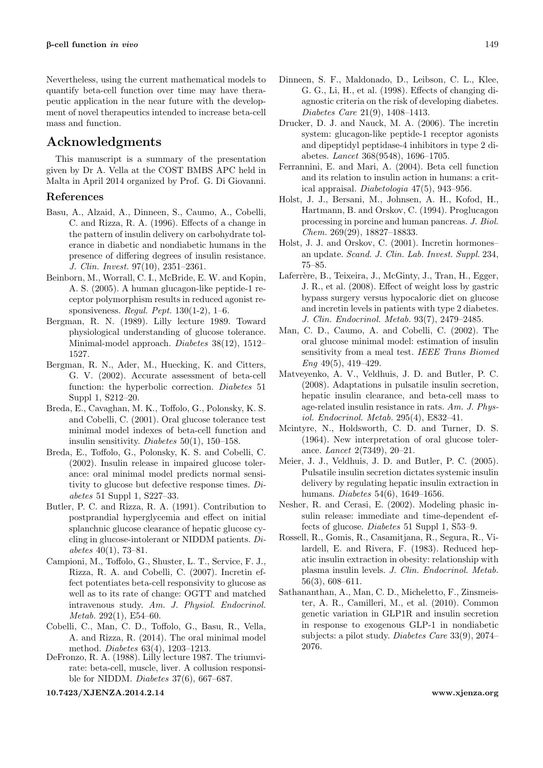Nevertheless, using the current mathematical models to quantify beta-cell function over time may have therapeutic application in the near future with the development of novel therapeutics intended to increase beta-cell mass and function.

## Acknowledgments

This manuscript is a summary of the presentation given by Dr A. Vella at the COST BMBS APC held in Malta in April 2014 organized by Prof. G. Di Giovanni.

### References

Basu, A., Alzaid, A., Dinneen, S., Caumo, A., Cobelli, C. and Rizza, R. A. (1996). Effects of a change in the pattern of insulin delivery on carbohydrate tolerance in diabetic and nondiabetic humans in the presence of differing degrees of insulin resistance. *J. Clin. Invest.* 97(10), 2351–2361.

Beinborn, M., Worrall, C. I., McBride, E. W. and Kopin, A. S. (2005). A human glucagon-like peptide-1 receptor polymorphism results in reduced agonist responsiveness. *Regul. Pept.* 130(1-2), 1–6.

Bergman, R. N. (1989). Lilly lecture 1989. Toward physiological understanding of glucose tolerance. Minimal-model approach. *Diabetes* 38(12), 1512–1527.

Bergman, R. N., Ader, M., Huecking, K. and Citters, G. V. (2002). Accurate assessment of beta-cell function: the hyperbolic correction. *Diabetes* 51 Suppl 1, S212–20.

Breda, E., Cavaghan, M. K., Toffolo, G., Polonsky, K. S. and Cobelli, C. (2001). Oral glucose tolerance test minimal model indexes of beta-cell function and insulin sensitivity. *Diabetes* 50(1), 150–158.

Breda, E., Toffolo, G., Polonsky, K. S. and Cobelli, C. (2002). Insulin release in impaired glucose tolerance: oral minimal model predicts normal sensitivity to glucose but defective response times. *Diabetes* 51 Suppl 1, S227–33.

Butler, P. C. and Rizza, R. A. (1991). Contribution to postprandial hyperglycemia and effect on initial splanchnic glucose clearance of hepatic glucose cycling in glucose-intolerant or NIDDM patients. *Diabetes* 40(1), 73–81.

Campioni, M., Toffolo, G., Shuster, L. T., Service, F. J., Rizza, R. A. and Cobelli, C. (2007). Incretin effect potentiates beta-cell responsivity to glucose as well as to its rate of change: OGTT and matched intravenous study. *Am. J. Physiol. Endocrinol. Metab.* 292(1), E54–60.

Cobelli, C., Man, C. D., Toffolo, G., Basu, R., Vella, A. and Rizza, R. (2014). The oral minimal model method. *Diabetes* 63(4), 1203–1213.

DeFronzo, R. A. (1988). Lilly lecture 1987. The triumvirate: beta-cell, muscle, liver. A collusion responsible for NIDDM. *Diabetes* 37(6), 667–687.

Dinneen, S. F., Maldonado, D., Leibson, C. L., Klee, G. G., Li, H., et al. (1998). Effects of changing diagnostic criteria on the risk of developing diabetes. *Diabetes Care* 21(9), 1408–1413.

Drucker, D. J. and Nauck, M. A. (2006). The incretin system: glucagon-like peptide-1 receptor agonists and dipeptidyl peptidase-4 inhibitors in type 2 diabetes. *Lancet* 368(9548), 1696–1705.

Ferrannini, E. and Mari, A. (2004). Beta cell function and its relation to insulin action in humans: a critical appraisal. *Diabetologia* 47(5), 943–956.

Holst, J. J., Bersani, M., Johnsen, A. H., Kofod, H., Hartmann, B. and Orskov, C. (1994). Proglucagon processing in porcine and human pancreas. *J. Biol. Chem.* 269(29), 18827–18833.

Holst, J. J. and Orskov, C. (2001). Incretin hormones–an update. *Scand. J. Clin. Lab. Invest. Suppl.* 234, 75–85.

Laferrère, B., Teixeira, J., McGinty, J., Tran, H., Egger, J. R., et al. (2008). Effect of weight loss by gastric bypass surgery versus hypocaloric diet on glucose and incretin levels in patients with type 2 diabetes. *J. Clin. Endocrinol. Metab.* 93(7), 2479–2485.

Man, C. D., Caumo, A. and Cobelli, C. (2002). The oral glucose minimal model: estimation of insulin sensitivity from a meal test. *IEEE Trans Biomed Eng* 49(5), 419–429.

Matveyenko, A. V., Veldhuis, J. D. and Butler, P. C. (2008). Adaptations in pulsatile insulin secretion, hepatic insulin clearance, and beta-cell mass to age-related insulin resistance in rats. *Am. J. Physiol. Endocrinol. Metab.* 295(4), E832–41.

Mcintyre, N., Holdsworth, C. D. and Turner, D. S. (1964). New interpretation of oral glucose tolerance. *Lancet* 2(7349), 20–21.

Meier, J. J., Veldhuis, J. D. and Butler, P. C. (2005). Pulsatile insulin secretion dictates systemic insulin delivery by regulating hepatic insulin extraction in humans. *Diabetes* 54(6), 1649–1656.

Nesher, R. and Cerasi, E. (2002). Modeling phasic insulin release: immediate and time-dependent effects of glucose. *Diabetes* 51 Suppl 1, S53–9.

Rossell, R., Gomis, R., Casamitjana, R., Segura, R., Vilardell, E. and Rivera, F. (1983). Reduced hepatic insulin extraction in obesity: relationship with plasma insulin levels. *J. Clin. Endocrinol. Metab.* 56(3), 608–611.

Sathananthan, A., Man, C. D., Micheletto, F., Zinsmeister, A. R., Camilleri, M., et al. (2010). Common genetic variation in GLP1R and insulin secretion in response to exogenous GLP-1 in nondiabetic subjects: a pilot study. *Diabetes Care* 33(9), 2074–2076.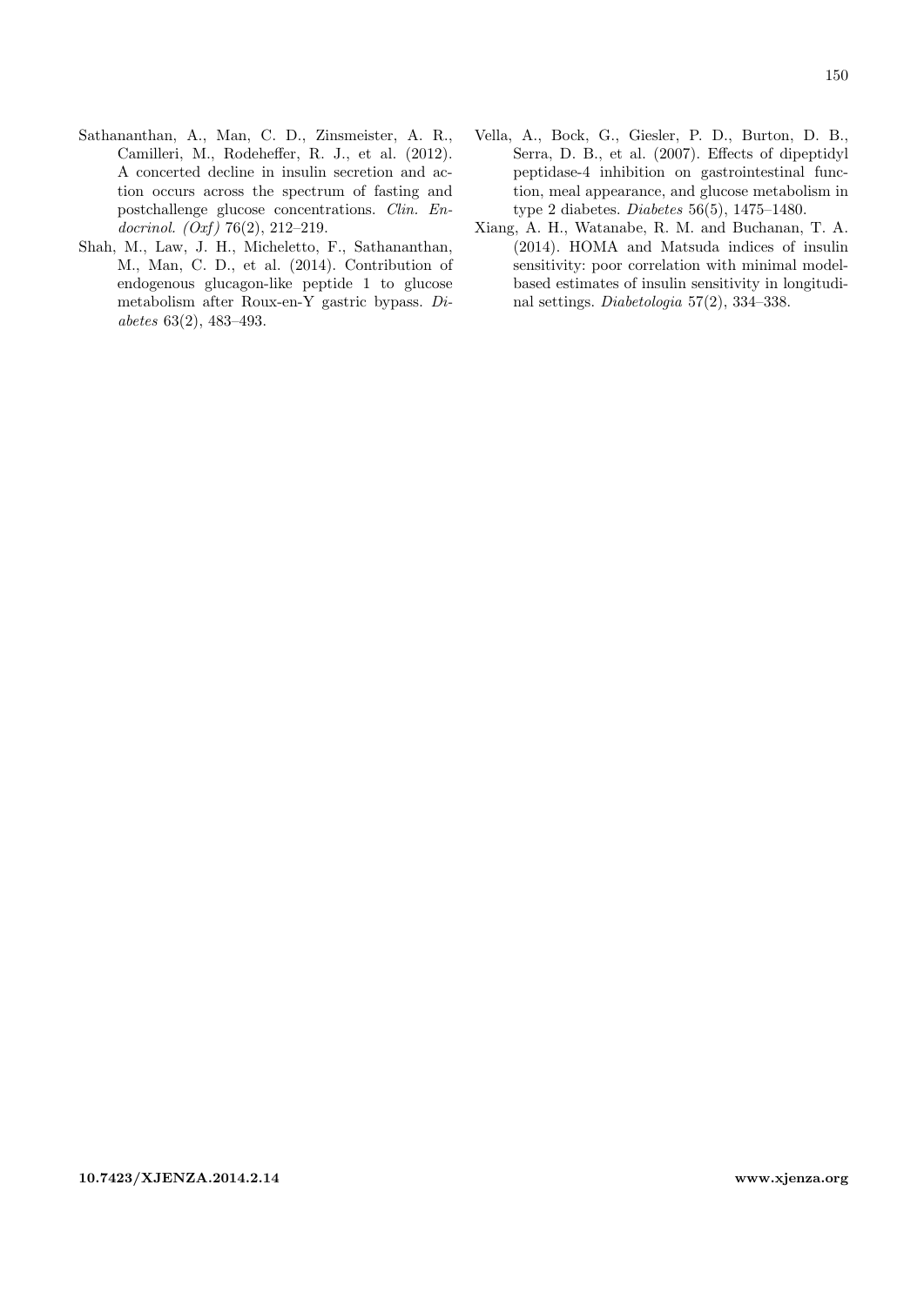Sathananthan, A., Man, C. D., Zinsmeister, A. R., Camilleri, M., Rodeheffer, R. J., et al. (2012). A concerted decline in insulin secretion and action occurs across the spectrum of fasting and postchallenge glucose concentrations. *Clin. Endocrinol. (Oxf)* 76(2), 212–219.

Shah, M., Law, J. H., Micheletto, F., Sathananthan, M., Man, C. D., et al. (2014). Contribution of endogenous glucagon-like peptide 1 to glucose metabolism after Roux-en-Y gastric bypass. *Diabetes* 63(2), 483–493.

Vella, A., Bock, G., Giesler, P. D., Burton, D. B., Serra, D. B., et al. (2007). Effects of dipeptidyl peptidase-4 inhibition on gastrointestinal function, meal appearance, and glucose metabolism in type 2 diabetes. *Diabetes* 56(5), 1475–1480.

Xiang, A. H., Watanabe, R. M. and Buchanan, T. A. (2014). HOMA and Matsuda indices of insulin sensitivity: poor correlation with minimal model-based estimates of insulin sensitivity in longitudinal settings. *Diabetologia* 57(2), 334–338.